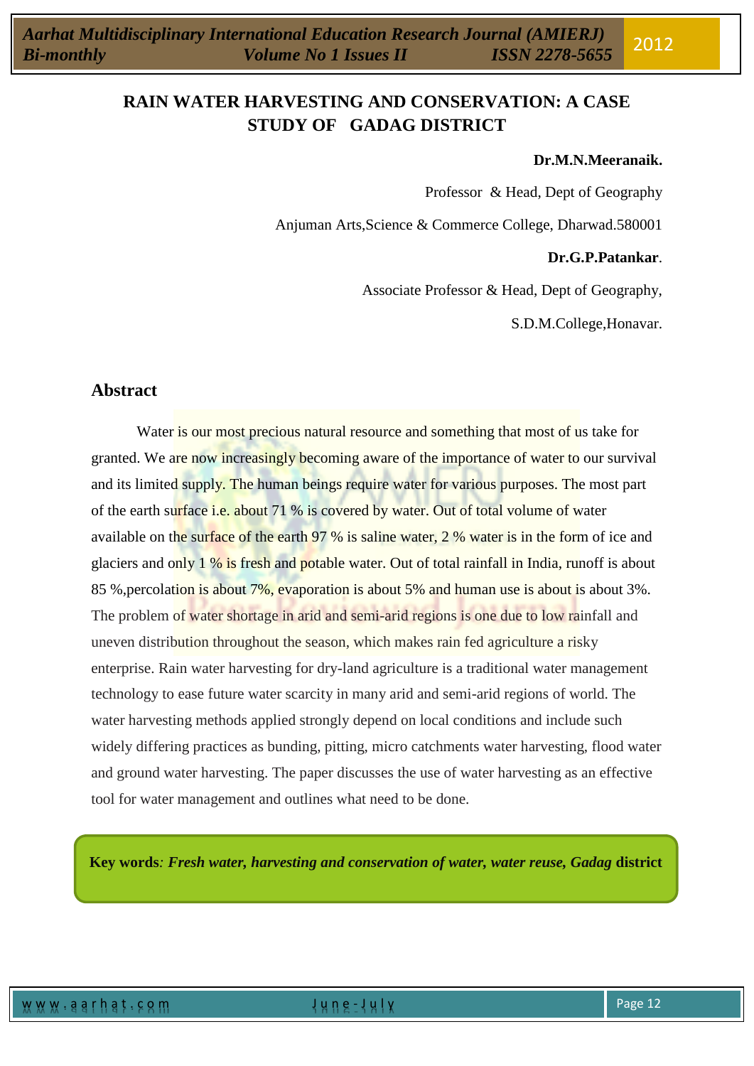# RAIN WATER HARVESTING AND CONSERVATION: A CASE STUDY OF GADAG DISTRICT

**Dr.M.N.Meeranaik.**

Professor & Head, Dept of Geography

Anjuman Arts,Science & Commerce College, Dharwad.580001

**Dr.G.P.Patankar**.

Associate Professor & Head, Dept of Geography,

S.D.M.College,Honavar.

## Abstract

Water is our most precious natural resource and something that most of us take for granted. We are now increasingly becoming aware of the importance of water to our survival and its limited supply. The human beings require water for various purposes. The most part of the earth surface i.e. about 71 % is covered by water. Out of total volume of water available on the surface of the earth 97 % is saline water, 2 % water is in the form of ice and glaciers and only 1 % is fresh and potable water. Out of total rainfall in India, runoff is about 85 %,percolation is about 7%, evaporation is about 5% and human use is about is about 3%. The problem of water shortage in arid and semi-arid regions is one due to low rainfall and uneven distribution throughout the season, which makes rain fed agriculture a risky enterprise. Rain water harvesting for dry-land agriculture is a traditional water management technology to ease future water scarcity in many arid and semi-arid regions of world. The water harvesting methods applied strongly depend on local conditions and include such widely differing practices as bunding, pitting, micro catchments water harvesting, flood water and ground water harvesting. The paper discusses the use of water harvesting as an effective tool for water management and outlines what need to be done.

**Key words**: ***Fresh water, harvesting and conservation of water, water reuse, Gadag* district**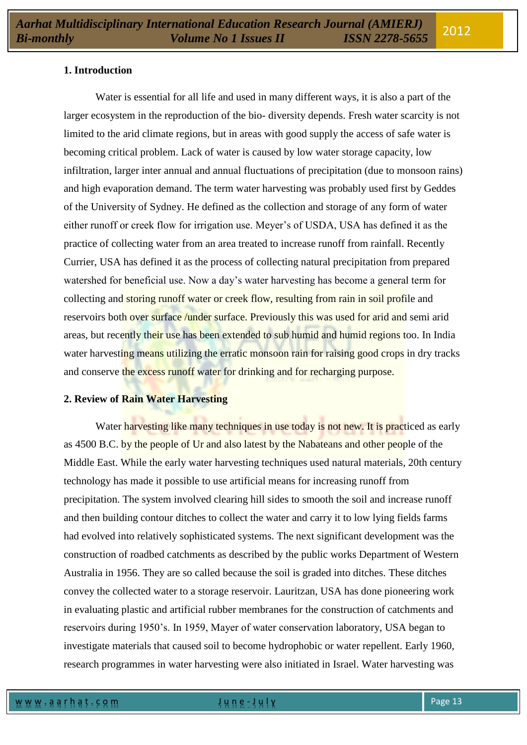## 1. Introduction

Water is essential for all life and used in many different ways, it is also a part of the larger ecosystem in the reproduction of the bio- diversity depends. Fresh water scarcity is not limited to the arid climate regions, but in areas with good supply the access of safe water is becoming critical problem. Lack of water is caused by low water storage capacity, low infiltration, larger inter annual and annual fluctuations of precipitation (due to monsoon rains) and high evaporation demand. The term water harvesting was probably used first by Geddes of the University of Sydney. He defined as the collection and storage of any form of water either runoff or creek flow for irrigation use. Meyer's of USDA, USA has defined it as the practice of collecting water from an area treated to increase runoff from rainfall. Recently Currier, USA has defined it as the process of collecting natural precipitation from prepared watershed for beneficial use. Now a day's water harvesting has become a general term for collecting and storing runoff water or creek flow, resulting from rain in soil profile and reservoirs both over surface /under surface. Previously this was used for arid and semi arid areas, but recently their use has been extended to sub humid and humid regions too. In India water harvesting means utilizing the erratic monsoon rain for raising good crops in dry tracks and conserve the excess runoff water for drinking and for recharging purpose.

## 2. Review of Rain Water Harvesting

Water harvesting like many techniques in use today is not new. It is practiced as early as 4500 B.C. by the people of Ur and also latest by the Nabateans and other people of the Middle East. While the early water harvesting techniques used natural materials, 20th century technology has made it possible to use artificial means for increasing runoff from precipitation. The system involved clearing hill sides to smooth the soil and increase runoff and then building contour ditches to collect the water and carry it to low lying fields farms had evolved into relatively sophisticated systems. The next significant development was the construction of roadbed catchments as described by the public works Department of Western Australia in 1956. They are so called because the soil is graded into ditches. These ditches convey the collected water to a storage reservoir. Lauritzan, USA has done pioneering work in evaluating plastic and artificial rubber membranes for the construction of catchments and reservoirs during 1950's. In 1959, Mayer of water conservation laboratory, USA began to investigate materials that caused soil to become hydrophobic or water repellent. Early 1960, research programmes in water harvesting were also initiated in Israel. Water harvesting was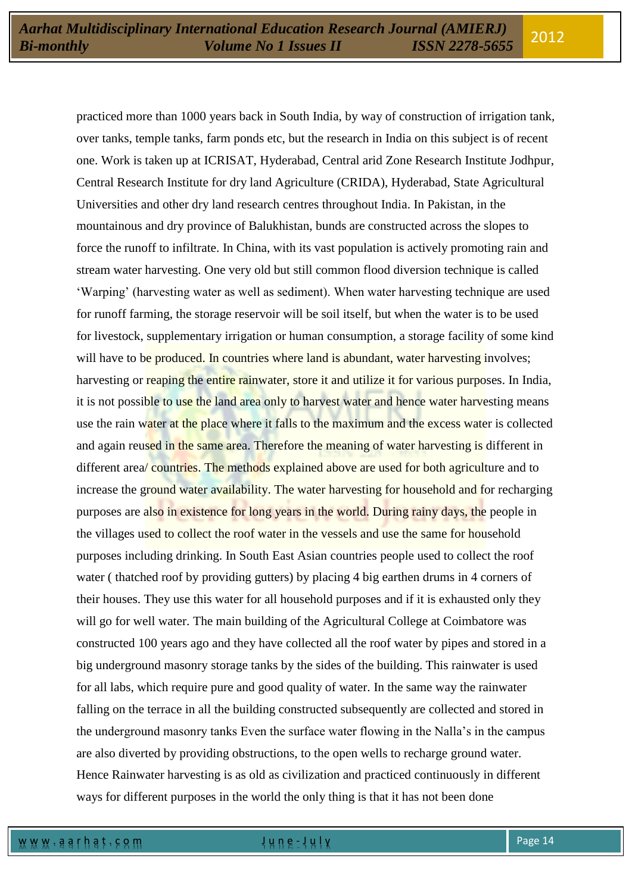practiced more than 1000 years back in South India, by way of construction of irrigation tank, over tanks, temple tanks, farm ponds etc, but the research in India on this subject is of recent one. Work is taken up at ICRISAT, Hyderabad, Central arid Zone Research Institute Jodhpur, Central Research Institute for dry land Agriculture (CRIDA), Hyderabad, State Agricultural Universities and other dry land research centres throughout India. In Pakistan, in the mountainous and dry province of Balukhistan, bunds are constructed across the slopes to force the runoff to infiltrate. In China, with its vast population is actively promoting rain and stream water harvesting. One very old but still common flood diversion technique is called 'Warping' (harvesting water as well as sediment). When water harvesting technique are used for runoff farming, the storage reservoir will be soil itself, but when the water is to be used for livestock, supplementary irrigation or human consumption, a storage facility of some kind will have to be produced. In countries where land is abundant, water harvesting involves; harvesting or reaping the entire rainwater, store it and utilize it for various purposes. In India, it is not possible to use the land area only to harvest water and hence water harvesting means use the rain water at the place where it falls to the maximum and the excess water is collected and again reused in the same area. Therefore the meaning of water harvesting is different in different area/ countries. The methods explained above are used for both agriculture and to increase the ground water availability. The water harvesting for household and for recharging purposes are also in existence for long years in the world. During rainy days, the people in the villages used to collect the roof water in the vessels and use the same for household purposes including drinking. In South East Asian countries people used to collect the roof water ( thatched roof by providing gutters) by placing 4 big earthen drums in 4 corners of their houses. They use this water for all household purposes and if it is exhausted only they will go for well water. The main building of the Agricultural College at Coimbatore was constructed 100 years ago and they have collected all the roof water by pipes and stored in a big underground masonry storage tanks by the sides of the building. This rainwater is used for all labs, which require pure and good quality of water. In the same way the rainwater falling on the terrace in all the building constructed subsequently are collected and stored in the underground masonry tanks Even the surface water flowing in the Nalla's in the campus are also diverted by providing obstructions, to the open wells to recharge ground water. Hence Rainwater harvesting is as old as civilization and practiced continuously in different ways for different purposes in the world the only thing is that it has not been done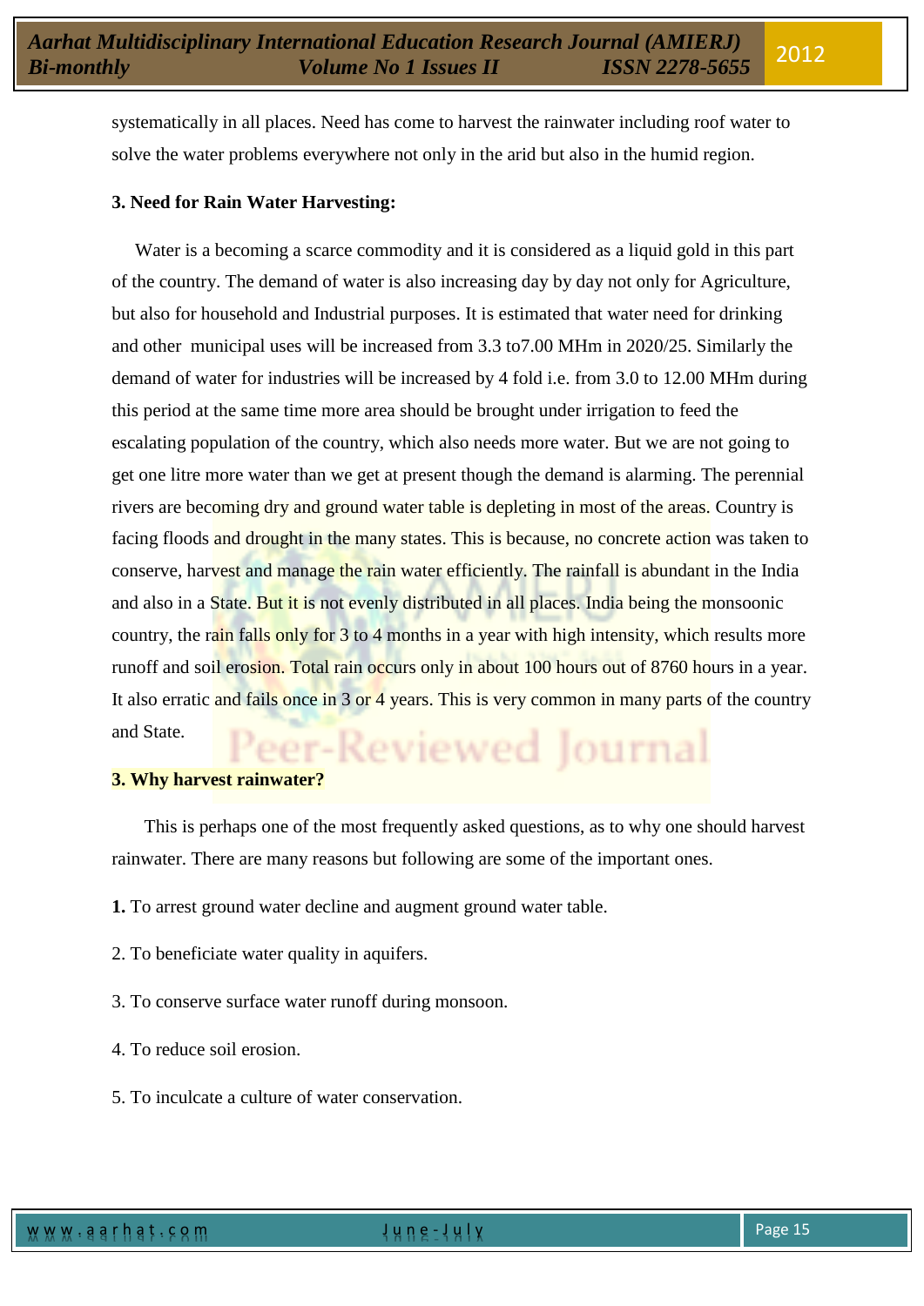systematically in all places. Need has come to harvest the rainwater including roof water to solve the water problems everywhere not only in the arid but also in the humid region.

### 3. Need for Rain Water Harvesting:

Water is a becoming a scarce commodity and it is considered as a liquid gold in this part of the country. The demand of water is also increasing day by day not only for Agriculture, but also for household and Industrial purposes. It is estimated that water need for drinking and other municipal uses will be increased from 3.3 to7.00 MHm in 2020/25. Similarly the demand of water for industries will be increased by 4 fold i.e. from 3.0 to 12.00 MHm during this period at the same time more area should be brought under irrigation to feed the escalating population of the country, which also needs more water. But we are not going to get one litre more water than we get at present though the demand is alarming. The perennial rivers are becoming dry and ground water table is depleting in most of the areas. Country is facing floods and drought in the many states. This is because, no concrete action was taken to conserve, harvest and manage the rain water efficiently. The rainfall is abundant in the India and also in a State. But it is not evenly distributed in all places. India being the monsoonic country, the rain falls only for 3 to 4 months in a year with high intensity, which results more runoff and soil erosion. Total rain occurs only in about 100 hours out of 8760 hours in a year. It also erratic and fails once in 3 or 4 years. This is very common in many parts of the country and State.

### 3. Why harvest rainwater?

This is perhaps one of the most frequently asked questions, as to why one should harvest rainwater. There are many reasons but following are some of the important ones.

**1.** To arrest ground water decline and augment ground water table.

2. To beneficiate water quality in aquifers.

3. To conserve surface water runoff during monsoon.

4. To reduce soil erosion.

5. To inculcate a culture of water conservation.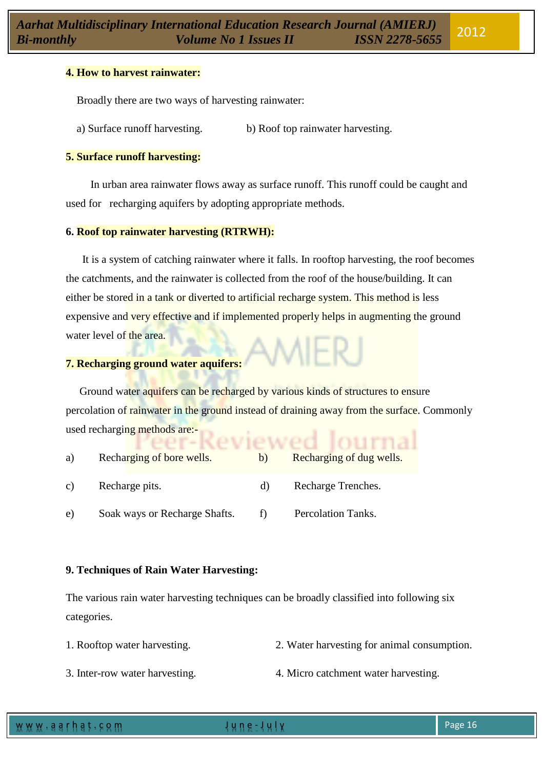## 4. How to harvest rainwater:

Broadly there are two ways of harvesting rainwater:

a) Surface runoff harvesting. b) Roof top rainwater harvesting.

## 5. Surface runoff harvesting:

In urban area rainwater flows away as surface runoff. This runoff could be caught and used for recharging aquifers by adopting appropriate methods.

## 6. Roof top rainwater harvesting (RTRWH):

It is a system of catching rainwater where it falls. In rooftop harvesting, the roof becomes the catchments, and the rainwater is collected from the roof of the house/building. It can either be stored in a tank or diverted to artificial recharge system. This method is less expensive and very effective and if implemented properly helps in augmenting the ground water level of the area.

## 7. Recharging ground water aquifers:

Ground water aquifers can be recharged by various kinds of structures to ensure percolation of rainwater in the ground instead of draining away from the surface. Commonly used recharging methods are:-

a) Recharging of bore wells.
b) Recharging of dug wells.
c) Recharge pits.
d) Recharge Trenches.
e) Soak ways or Recharge Shafts.
f) Percolation Tanks.

## 9. Techniques of Rain Water Harvesting:

The various rain water harvesting techniques can be broadly classified into following six categories.

1. Rooftop water harvesting.
2. Water harvesting for animal consumption.
3. Inter-row water harvesting.
4. Micro catchment water harvesting.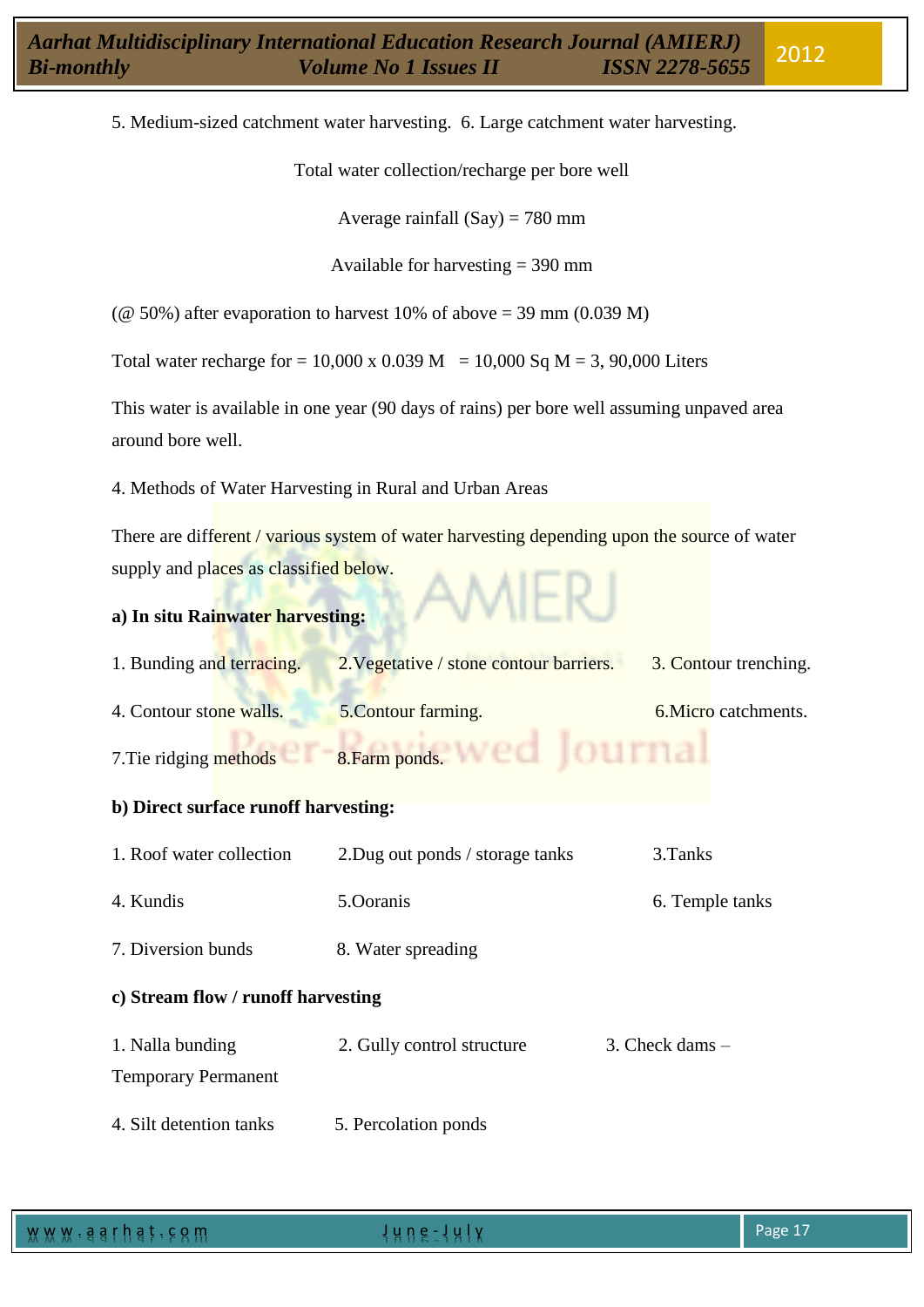5. Medium-sized catchment water harvesting. 6. Large catchment water harvesting.

Total water collection/recharge per bore well

Average rainfall (Say) = 780 mm

Available for harvesting = 390 mm

(@ 50%) after evaporation to harvest 10% of above = 39 mm (0.039 M)

Total water recharge for = 10,000 x 0.039 M = 10,000 Sq M = 3, 90,000 Liters

This water is available in one year (90 days of rains) per bore well assuming unpaved area around bore well.

4. Methods of Water Harvesting in Rural and Urban Areas

There are different / various system of water harvesting depending upon the source of water supply and places as classified below.

**a) In situ Rainwater harvesting:**

1. Bunding and terracing. 2.Vegetative / stone contour barriers. 3. Contour trenching.

4. Contour stone walls. 5.Contour farming. 6.Micro catchments.

7.Tie ridging methods 8.Farm ponds.

**b) Direct surface runoff harvesting:**

1. Roof water collection 2.Dug out ponds / storage tanks 3.Tanks

4. Kundis 5.Ooranis 6. Temple tanks

7. Diversion bunds 8. Water spreading

**c) Stream flow / runoff harvesting**

1. Nalla bunding 2. Gully control structure 3. Check dams – Temporary Permanent

4. Silt detention tanks 5. Percolation ponds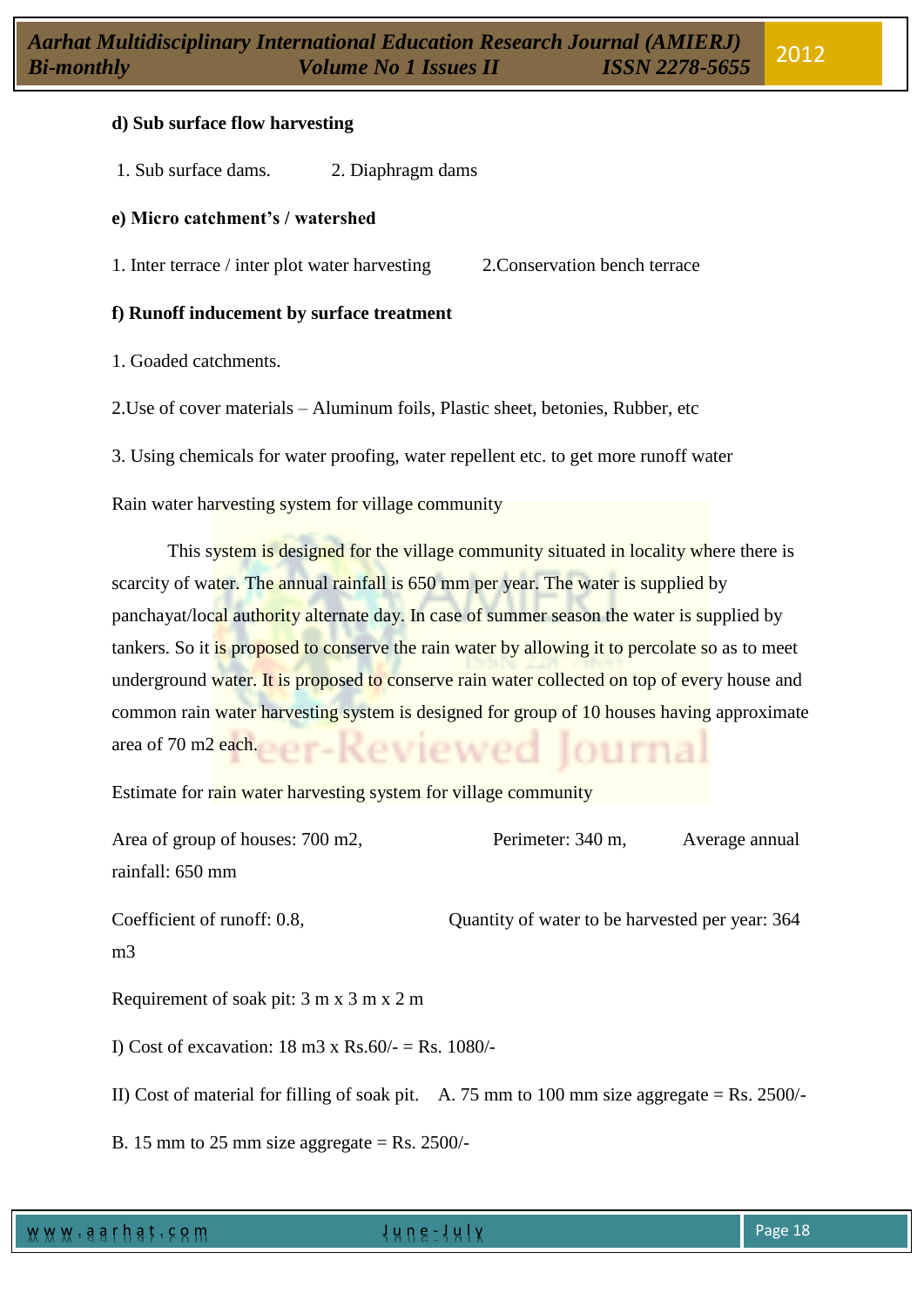**d) Sub surface flow harvesting**

1. Sub surface dams. 2. Diaphragm dams

**e) Micro catchment's / watershed**

1. Inter terrace / inter plot water harvesting 2. Conservation bench terrace

**f) Runoff inducement by surface treatment**

1. Goaded catchments.

2. Use of cover materials – Aluminum foils, Plastic sheet, betonies, Rubber, etc

3. Using chemicals for water proofing, water repellent etc. to get more runoff water

Rain water harvesting system for village community

This system is designed for the village community situated in locality where there is scarcity of water. The annual rainfall is 650 mm per year. The water is supplied by panchayat/local authority alternate day. In case of summer season the water is supplied by tankers. So it is proposed to conserve the rain water by allowing it to percolate so as to meet underground water. It is proposed to conserve rain water collected on top of every house and common rain water harvesting system is designed for group of 10 houses having approximate area of 70 m2 each.

Estimate for rain water harvesting system for village community

Area of group of houses: 700 m2, Perimeter: 340 m, Average annual rainfall: 650 mm

Coefficient of runoff: 0.8, Quantity of water to be harvested per year: 364 m3

Requirement of soak pit: 3 m x 3 m x 2 m

I) Cost of excavation: 18 m3 x Rs.60/- = Rs. 1080/-

II) Cost of material for filling of soak pit. A. 75 mm to 100 mm size aggregate = Rs. 2500/-

B. 15 mm to 25 mm size aggregate = Rs. 2500/-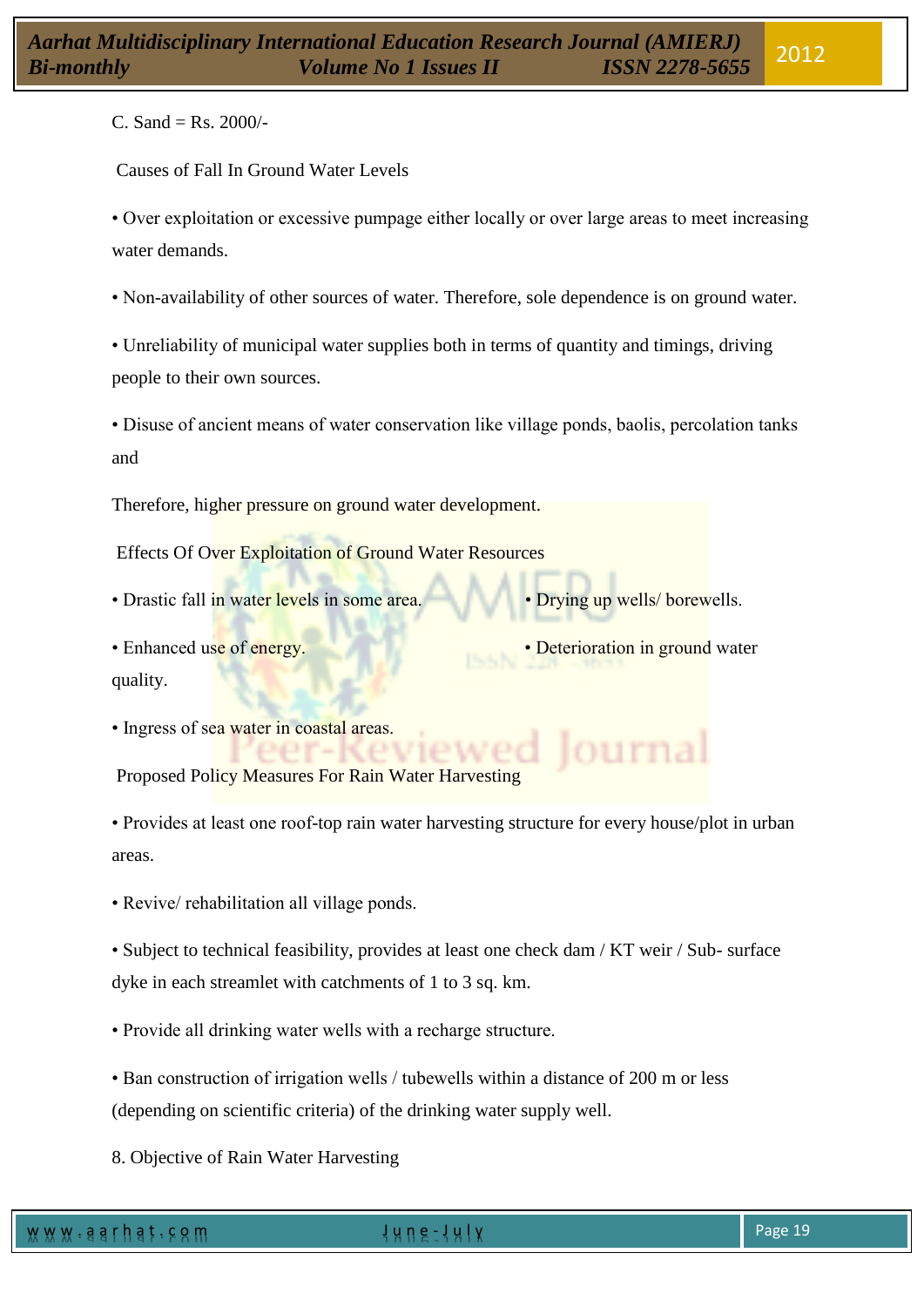C. Sand = Rs. 2000/-

Causes of Fall In Ground Water Levels

- Over exploitation or excessive pumpage either locally or over large areas to meet increasing water demands.
- Non-availability of other sources of water. Therefore, sole dependence is on ground water.
- Unreliability of municipal water supplies both in terms of quantity and timings, driving people to their own sources.
- Disuse of ancient means of water conservation like village ponds, baolis, percolation tanks and

Therefore, higher pressure on ground water development.

Effects Of Over Exploitation of Ground Water Resources

- Drastic fall in water levels in some area.
- Drying up wells/ borewells.
- Enhanced use of energy.
- Deterioration in ground water quality.
- Ingress of sea water in coastal areas.

Proposed Policy Measures For Rain Water Harvesting

- Provides at least one roof-top rain water harvesting structure for every house/plot in urban areas.
- Revive/ rehabilitation all village ponds.
- Subject to technical feasibility, provides at least one check dam / KT weir / Sub- surface dyke in each streamlet with catchments of 1 to 3 sq. km.
- Provide all drinking water wells with a recharge structure.
- Ban construction of irrigation wells / tubewells within a distance of 200 m or less (depending on scientific criteria) of the drinking water supply well.

8. Objective of Rain Water Harvesting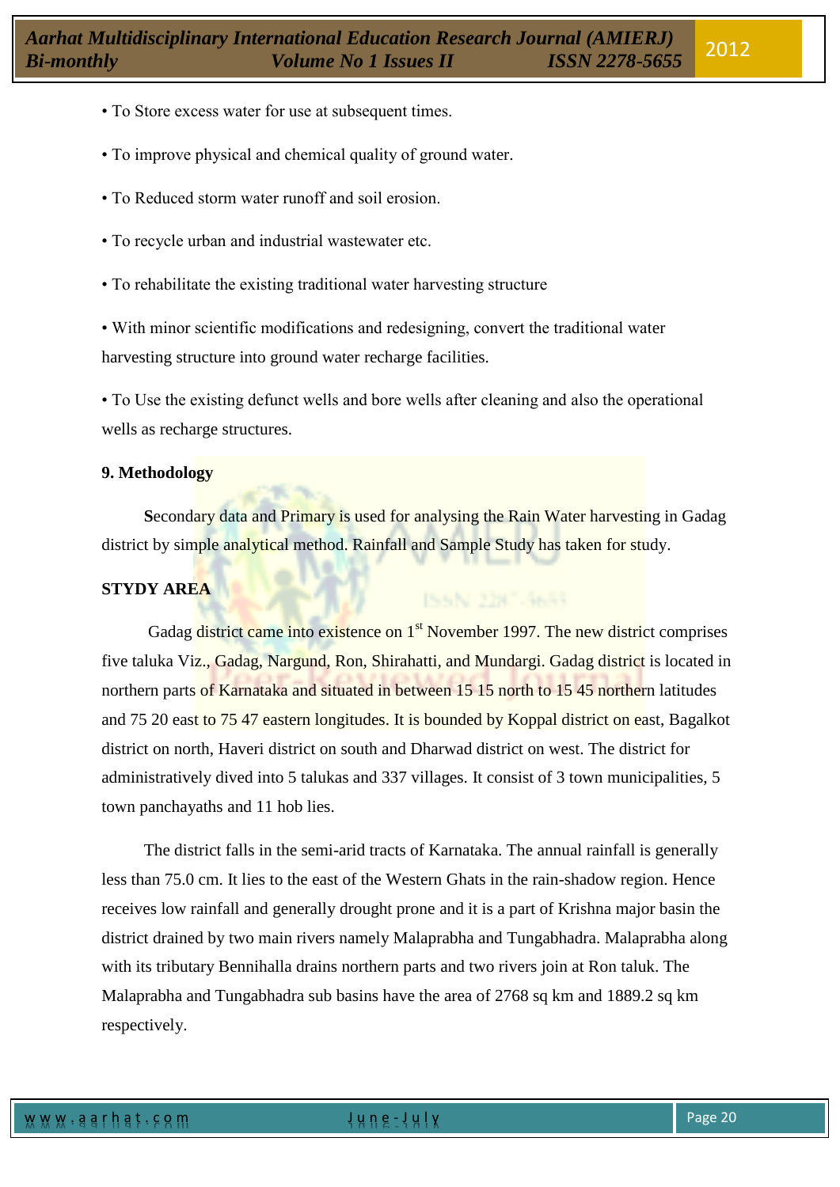• To Store excess water for use at subsequent times.

• To improve physical and chemical quality of ground water.

• To Reduced storm water runoff and soil erosion.

• To recycle urban and industrial wastewater etc.

• To rehabilitate the existing traditional water harvesting structure

• With minor scientific modifications and redesigning, convert the traditional water harvesting structure into ground water recharge facilities.

• To Use the existing defunct wells and bore wells after cleaning and also the operational wells as recharge structures.

## 9. Methodology

**S**econdary data and Primary is used for analysing the Rain Water harvesting in Gadag district by simple analytical method. Rainfall and Sample Study has taken for study.

## STYDY AREA

Gadag district came into existence on 1st November 1997. The new district comprises five taluka Viz., Gadag, Nargund, Ron, Shirahatti, and Mundargi. Gadag district is located in northern parts of Karnataka and situated in between 15 15 north to 15 45 northern latitudes and 75 20 east to 75 47 eastern longitudes. It is bounded by Koppal district on east, Bagalkot district on north, Haveri district on south and Dharwad district on west. The district for administratively dived into 5 talukas and 337 villages. It consist of 3 town municipalities, 5 town panchayaths and 11 hob lies.

The district falls in the semi-arid tracts of Karnataka. The annual rainfall is generally less than 75.0 cm. It lies to the east of the Western Ghats in the rain-shadow region. Hence receives low rainfall and generally drought prone and it is a part of Krishna major basin the district drained by two main rivers namely Malaprabha and Tungabhadra. Malaprabha along with its tributary Bennihalla drains northern parts and two rivers join at Ron taluk. The Malaprabha and Tungabhadra sub basins have the area of 2768 sq km and 1889.2 sq km respectively.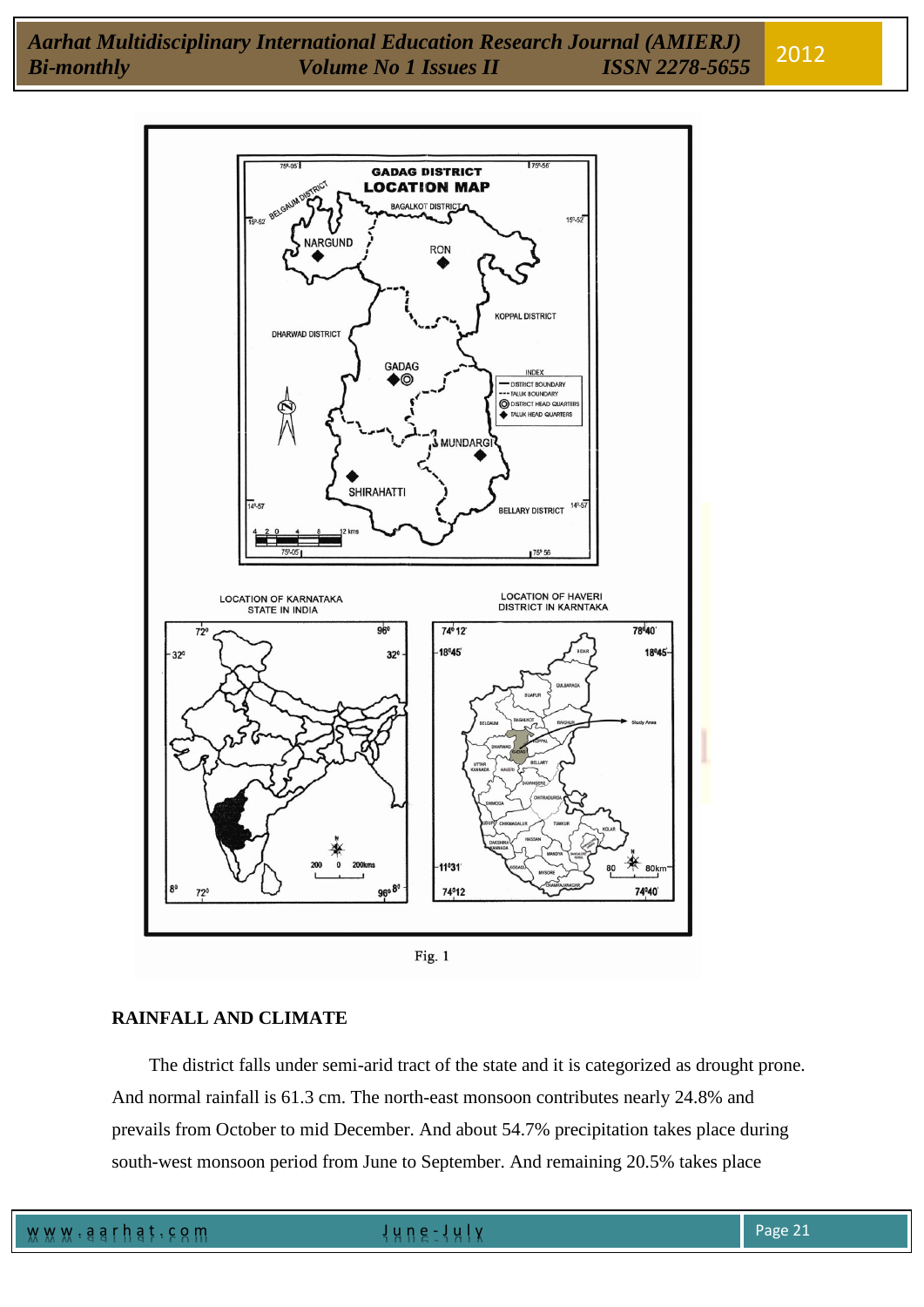Fig. 1

## RAINFALL AND CLIMATE

The district falls under semi-arid tract of the state and it is categorized as drought prone. And normal rainfall is 61.3 cm. The north-east monsoon contributes nearly 24.8% and prevails from October to mid December. And about 54.7% precipitation takes place during south-west monsoon period from June to September. And remaining 20.5% takes place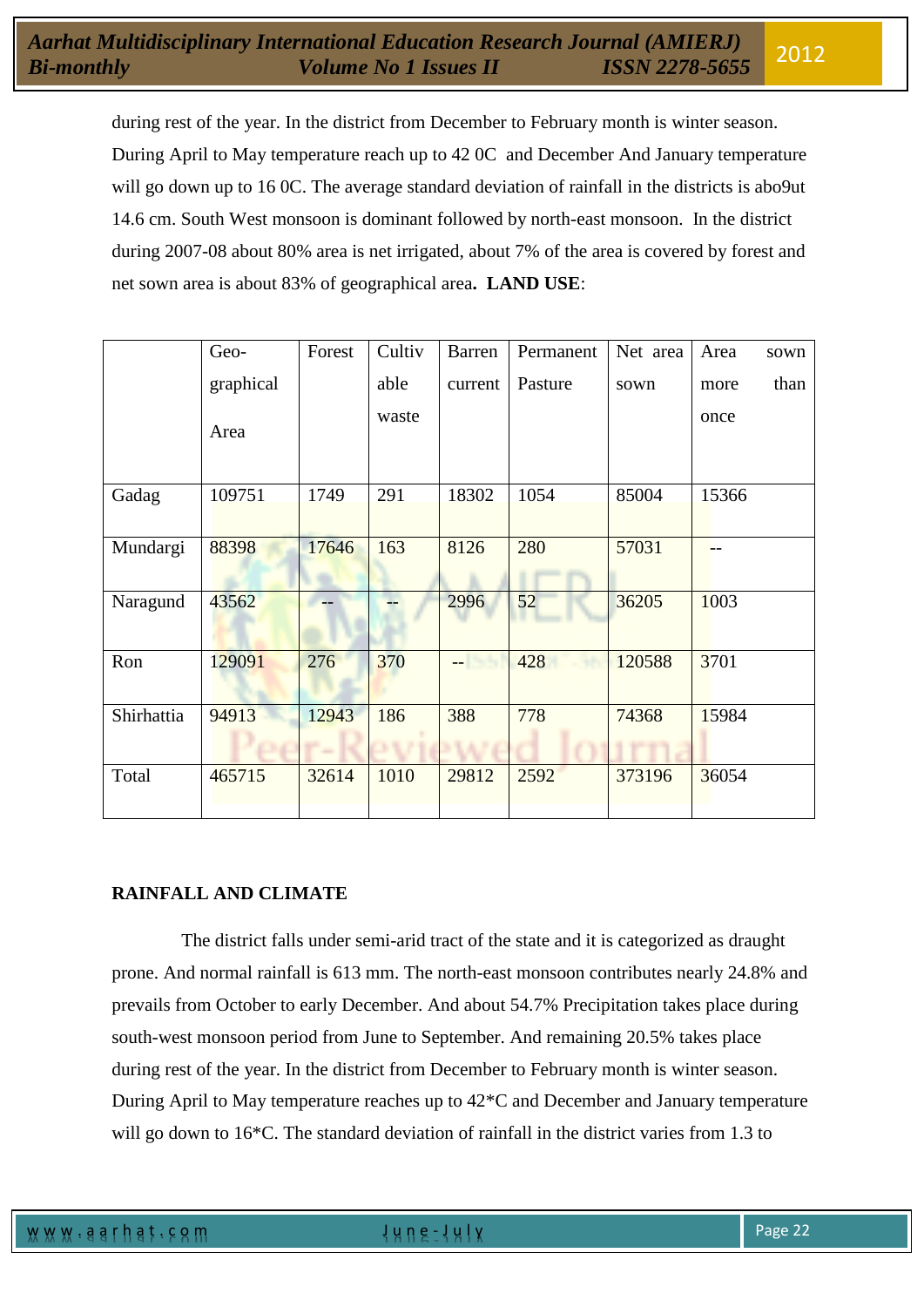during rest of the year. In the district from December to February month is winter season. During April to May temperature reach up to 42 0C and December And January temperature will go down up to 16 0C. The average standard deviation of rainfall in the districts is abo9ut 14.6 cm. South West monsoon is dominant followed by north-east monsoon. In the district during 2007-08 about 80% area is net irrigated, about 7% of the area is covered by forest and net sown area is about 83% of geographical area. **LAND USE**:

| | Geo-graphical Area | Forest | Cultiv able waste | Barren current | Permanent Pasture | Net area sown | Area sown more than once |
|---|---|---|---|---|---|---|---|
| Gadag | 109751 | 1749 | 291 | 18302 | 1054 | 85004 | 15366 |
| Mundargi | 88398 | 17646 | 163 | 8126 | 280 | 57031 | -- |
| Naragund | 43562 | -- | -- | 2996 | 52 | 36205 | 1003 |
| Ron | 129091 | 276 | 370 | -- | 428 | 120588 | 3701 |
| Shirhattia | 94913 | 12943 | 186 | 388 | 778 | 74368 | 15984 |
| Total | 465715 | 32614 | 1010 | 29812 | 2592 | 373196 | 36054 |

**RAINFALL AND CLIMATE**

The district falls under semi-arid tract of the state and it is categorized as draught prone. And normal rainfall is 613 mm. The north-east monsoon contributes nearly 24.8% and prevails from October to early December. And about 54.7% Precipitation takes place during south-west monsoon period from June to September. And remaining 20.5% takes place during rest of the year. In the district from December to February month is winter season. During April to May temperature reaches up to 42*C and December and January temperature will go down to 16*C. The standard deviation of rainfall in the district varies from 1.3 to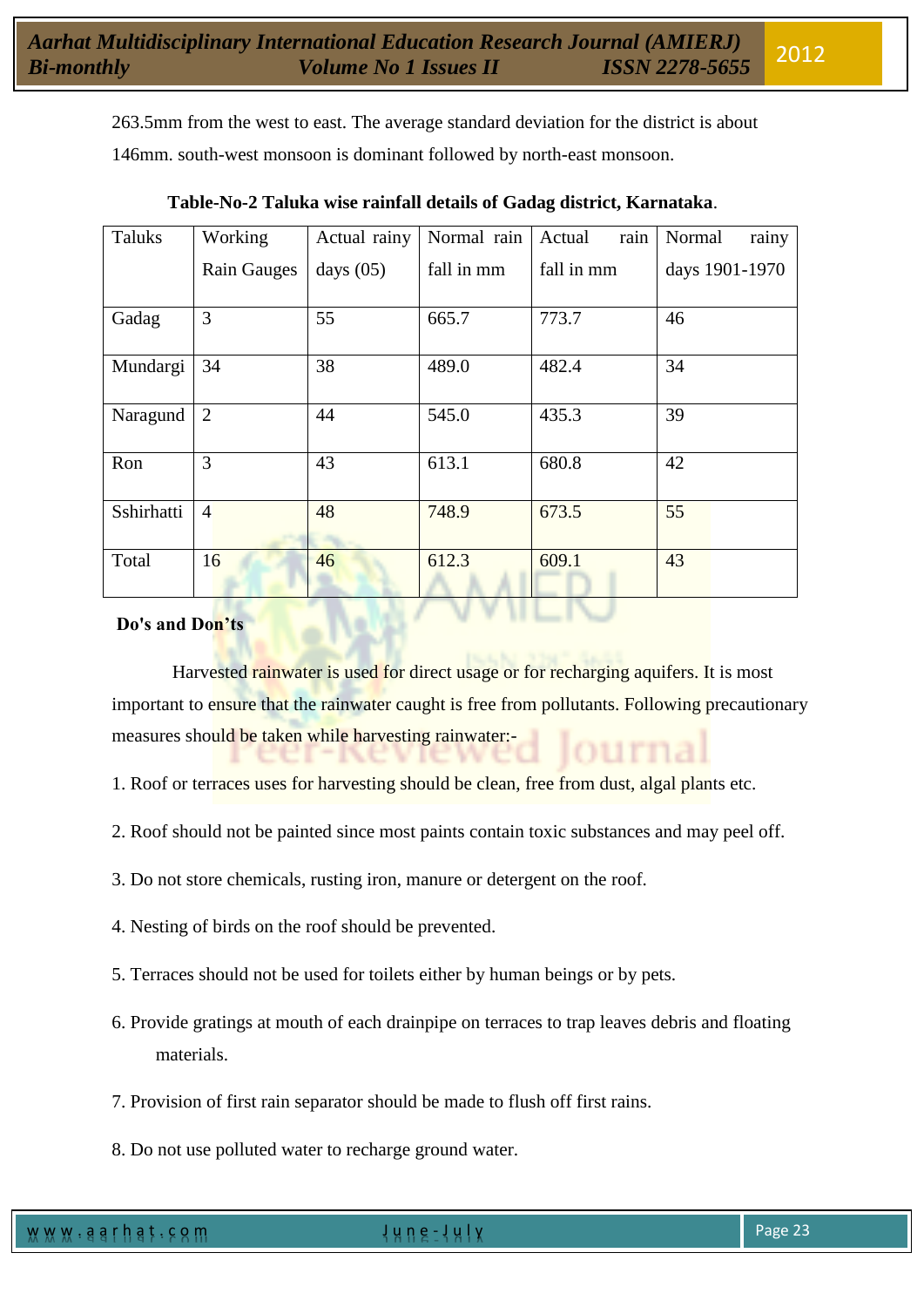263.5mm from the west to east. The average standard deviation for the district is about 146mm. south-west monsoon is dominant followed by north-east monsoon.

**Table-No-2 Taluka wise rainfall details of Gadag district, Karnataka**.

| Taluks | Working Rain Gauges | Actual rainy days (05) | Normal rain fall in mm | Actual rain fall in mm | Normal rainy days 1901-1970 |
|---|---|---|---|---|---|
| Gadag | 3 | 55 | 665.7 | 773.7 | 46 |
| Mundargi | 34 | 38 | 489.0 | 482.4 | 34 |
| Naragund | 2 | 44 | 545.0 | 435.3 | 39 |
| Ron | 3 | 43 | 613.1 | 680.8 | 42 |
| Sshirhatti | 4 | 48 | 748.9 | 673.5 | 55 |
| Total | 16 | 46 | 612.3 | 609.1 | 43 |

**Do's and Don'ts**

Harvested rainwater is used for direct usage or for recharging aquifers. It is most important to ensure that the rainwater caught is free from pollutants. Following precautionary measures should be taken while harvesting rainwater:-

1. Roof or terraces uses for harvesting should be clean, free from dust, algal plants etc.
2. Roof should not be painted since most paints contain toxic substances and may peel off.
3. Do not store chemicals, rusting iron, manure or detergent on the roof.
4. Nesting of birds on the roof should be prevented.
5. Terraces should not be used for toilets either by human beings or by pets.
6. Provide gratings at mouth of each drainpipe on terraces to trap leaves debris and floating materials.
7. Provision of first rain separator should be made to flush off first rains.
8. Do not use polluted water to recharge ground water.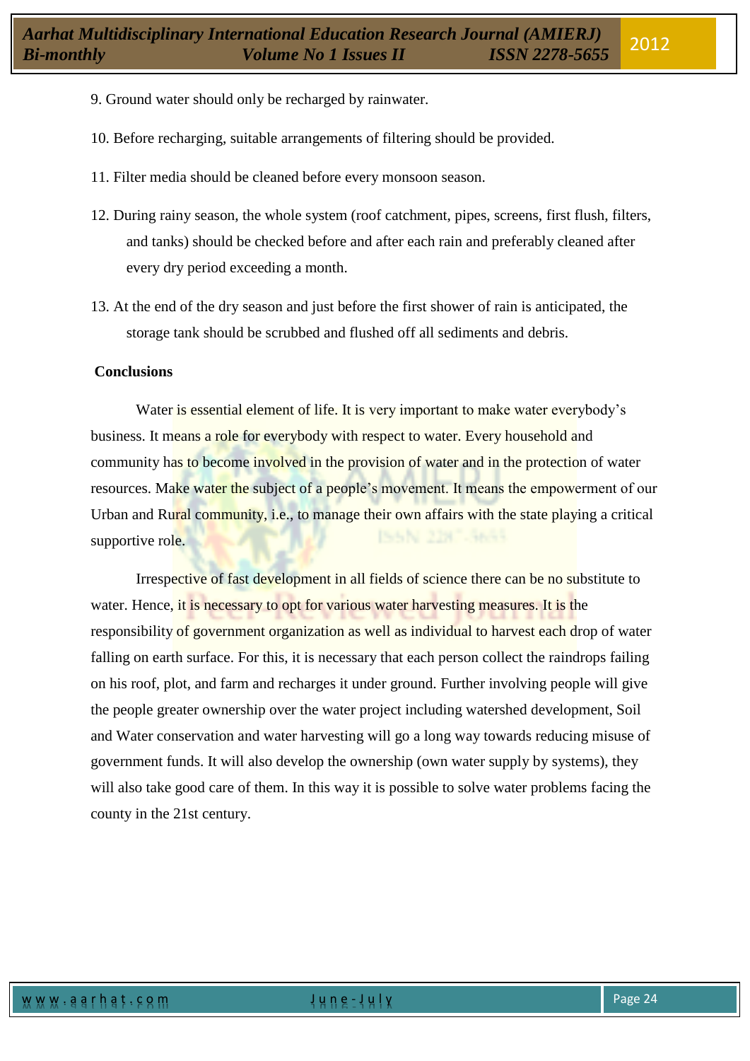9. Ground water should only be recharged by rainwater.

10. Before recharging, suitable arrangements of filtering should be provided.

11. Filter media should be cleaned before every monsoon season.

12. During rainy season, the whole system (roof catchment, pipes, screens, first flush, filters, and tanks) should be checked before and after each rain and preferably cleaned after every dry period exceeding a month.

13. At the end of the dry season and just before the first shower of rain is anticipated, the storage tank should be scrubbed and flushed off all sediments and debris.

**Conclusions**

Water is essential element of life. It is very important to make water everybody's business. It means a role for everybody with respect to water. Every household and community has to become involved in the provision of water and in the protection of water resources. Make water the subject of a people's movement. It means the empowerment of our Urban and Rural community, i.e., to manage their own affairs with the state playing a critical supportive role.

Irrespective of fast development in all fields of science there can be no substitute to water. Hence, it is necessary to opt for various water harvesting measures. It is the responsibility of government organization as well as individual to harvest each drop of water falling on earth surface. For this, it is necessary that each person collect the raindrops failing on his roof, plot, and farm and recharges it under ground. Further involving people will give the people greater ownership over the water project including watershed development, Soil and Water conservation and water harvesting will go a long way towards reducing misuse of government funds. It will also develop the ownership (own water supply by systems), they will also take good care of them. In this way it is possible to solve water problems facing the county in the 21st century.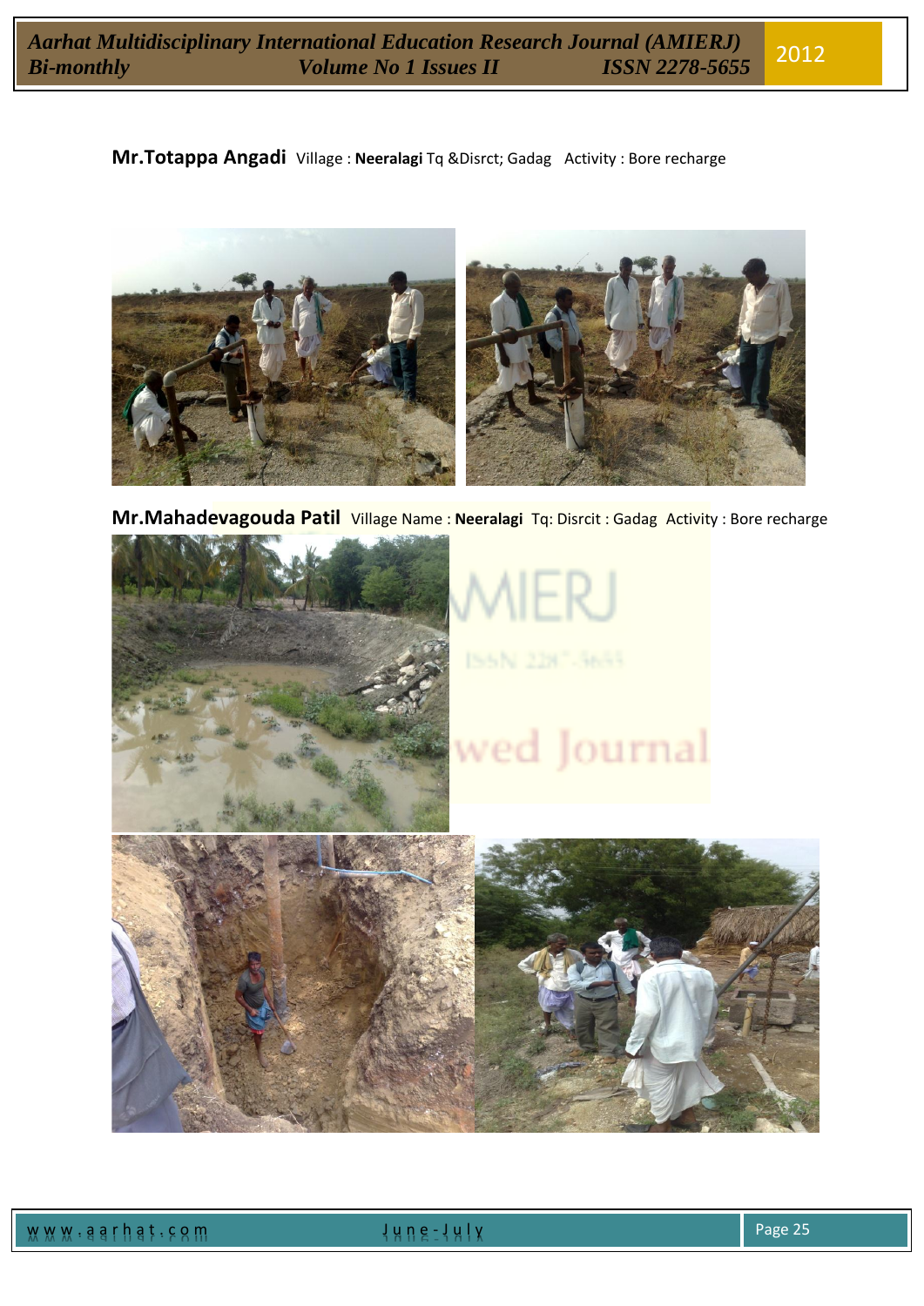**Mr.Totappa Angadi** Village : **Neeralagi** Tq &Disrct; Gadag Activity : Bore recharge

**Mr.Mahadevagouda Patil** Village Name : **Neeralagi** Tq: Disrcit : Gadag Activity : Bore recharge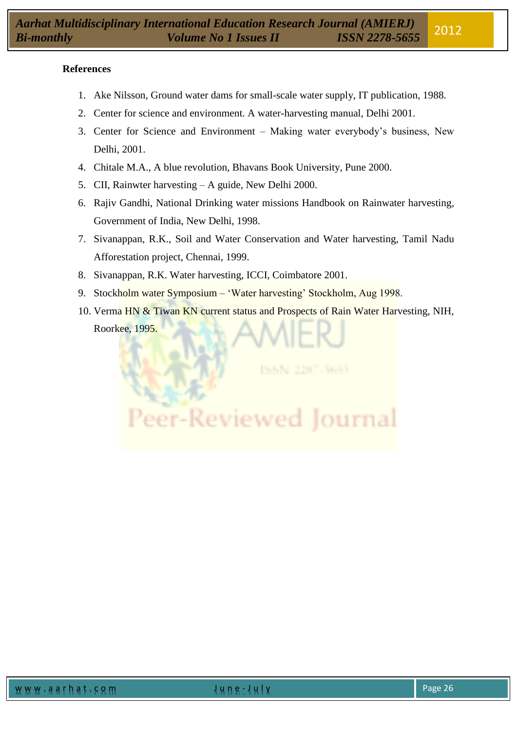**References**

1. Ake Nilsson, Ground water dams for small-scale water supply, IT publication, 1988.
2. Center for science and environment. A water-harvesting manual, Delhi 2001.
3. Center for Science and Environment – Making water everybody's business, New Delhi, 2001.
4. Chitale M.A., A blue revolution, Bhavans Book University, Pune 2000.
5. CII, Rainwter harvesting – A guide, New Delhi 2000.
6. Rajiv Gandhi, National Drinking water missions Handbook on Rainwater harvesting, Government of India, New Delhi, 1998.
7. Sivanappan, R.K., Soil and Water Conservation and Water harvesting, Tamil Nadu Afforestation project, Chennai, 1999.
8. Sivanappan, R.K. Water harvesting, ICCI, Coimbatore 2001.
9. Stockholm water Symposium – 'Water harvesting' Stockholm, Aug 1998.
10. Verma HN & Tiwan KN current status and Prospects of Rain Water Harvesting, NIH, Roorkee, 1995.